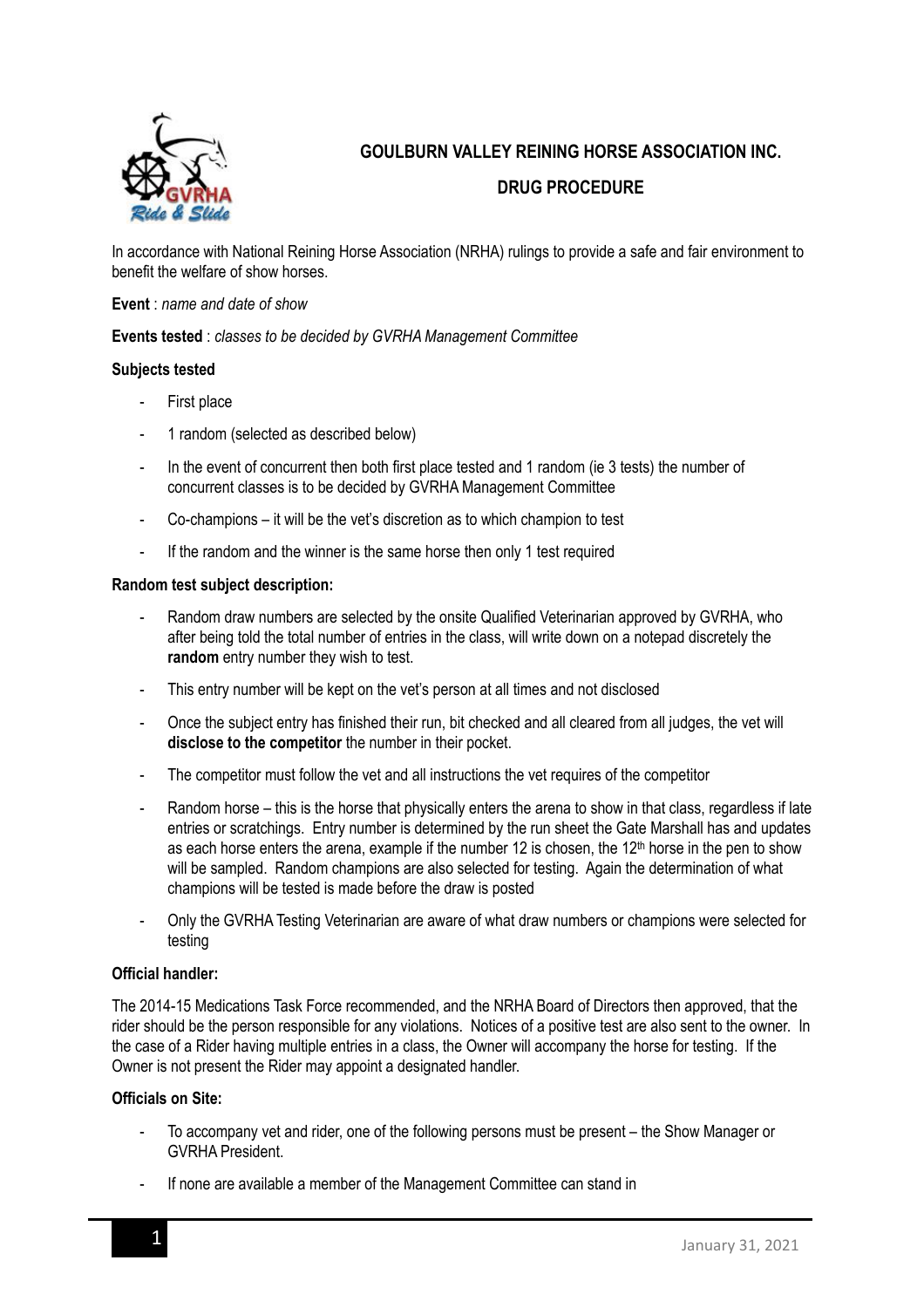# GOULBURN VALLEY REINING HORSE ASSOCIATION INC.

## DRUG PROCEDURE

In accordance with National Reining Horse Association (NRHA) rulings to provide a safe and fair environment to benefit the welfare of show horses.

**Event** : *name and date of show*

**Events tested** : *classes to be decided by GVRHA Management Committee*

**Subjects tested**

- First place
- 1 random (selected as described below)
- In the event of concurrent then both first place tested and 1 random (ie 3 tests) the number of concurrent classes is to be decided by GVRHA Management Committee
- Co-champions – it will be the vet's discretion as to which champion to test
- If the random and the winner is the same horse then only 1 test required

**Random test subject description:**

- Random draw numbers are selected by the onsite Qualified Veterinarian approved by GVRHA, who after being told the total number of entries in the class, will write down on a notepad discretely the **random** entry number they wish to test.
- This entry number will be kept on the vet's person at all times and not disclosed
- Once the subject entry has finished their run, bit checked and all cleared from all judges, the vet will **disclose to the competitor** the number in their pocket.
- The competitor must follow the vet and all instructions the vet requires of the competitor
- Random horse – this is the horse that physically enters the arena to show in that class, regardless if late entries or scratchings. Entry number is determined by the run sheet the Gate Marshall has and updates as each horse enters the arena, example if the number 12 is chosen, the 12th horse in the pen to show will be sampled. Random champions are also selected for testing. Again the determination of what champions will be tested is made before the draw is posted
- Only the GVRHA Testing Veterinarian are aware of what draw numbers or champions were selected for testing

**Official handler:**

The 2014-15 Medications Task Force recommended, and the NRHA Board of Directors then approved, that the rider should be the person responsible for any violations. Notices of a positive test are also sent to the owner. In the case of a Rider having multiple entries in a class, the Owner will accompany the horse for testing. If the Owner is not present the Rider may appoint a designated handler.

**Officials on Site:**

- To accompany vet and rider, one of the following persons must be present – the Show Manager or GVRHA President.
- If none are available a member of the Management Committee can stand in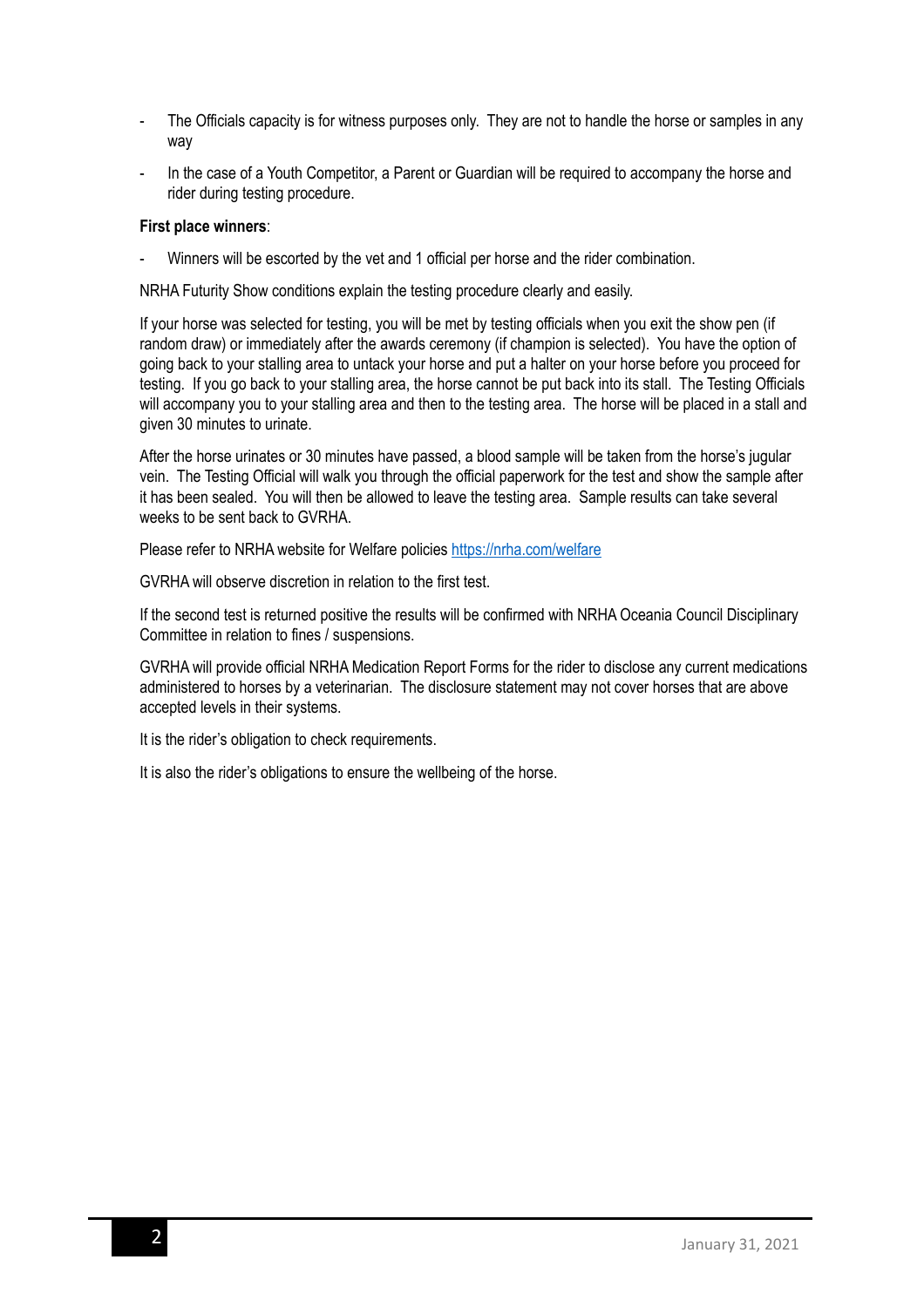- The Officials capacity is for witness purposes only. They are not to handle the horse or samples in any way
- In the case of a Youth Competitor, a Parent or Guardian will be required to accompany the horse and rider during testing procedure.

**First place winners**:

- Winners will be escorted by the vet and 1 official per horse and the rider combination.

NRHA Futurity Show conditions explain the testing procedure clearly and easily.

If your horse was selected for testing, you will be met by testing officials when you exit the show pen (if random draw) or immediately after the awards ceremony (if champion is selected). You have the option of going back to your stalling area to untack your horse and put a halter on your horse before you proceed for testing. If you go back to your stalling area, the horse cannot be put back into its stall. The Testing Officials will accompany you to your stalling area and then to the testing area. The horse will be placed in a stall and given 30 minutes to urinate.

After the horse urinates or 30 minutes have passed, a blood sample will be taken from the horse's jugular vein. The Testing Official will walk you through the official paperwork for the test and show the sample after it has been sealed. You will then be allowed to leave the testing area. Sample results can take several weeks to be sent back to GVRHA.

Please refer to NRHA website for Welfare policies [https://nrha.com/welfare](https://nrha.com/welfare)

GVRHA will observe discretion in relation to the first test.

If the second test is returned positive the results will be confirmed with NRHA Oceania Council Disciplinary Committee in relation to fines / suspensions.

GVRHA will provide official NRHA Medication Report Forms for the rider to disclose any current medications administered to horses by a veterinarian. The disclosure statement may not cover horses that are above accepted levels in their systems.

It is the rider's obligation to check requirements.

It is also the rider's obligations to ensure the wellbeing of the horse.